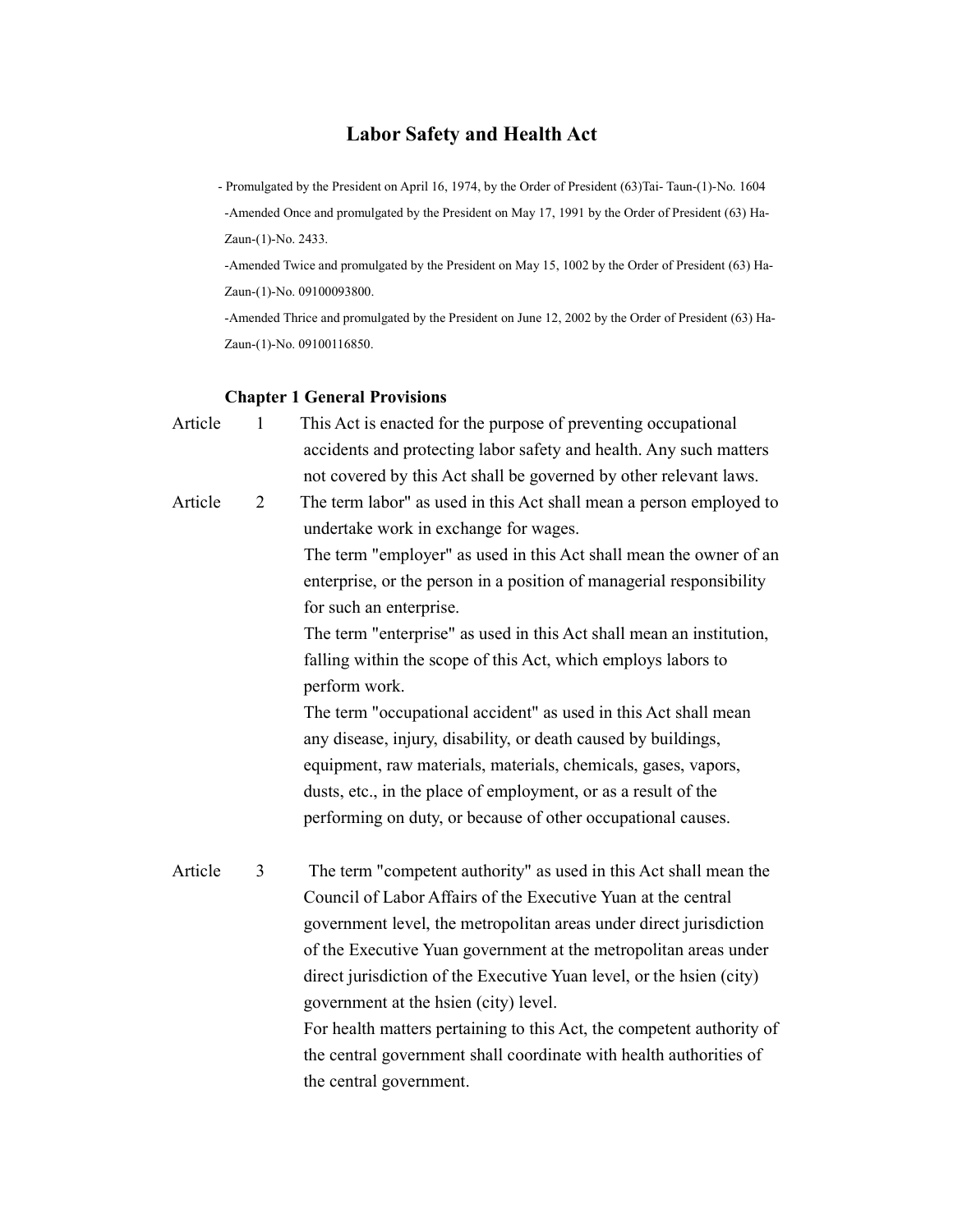# Labor Safety and Health Act

- Promulgated by the President on April 16, 1974, by the Order of President (63)Tai- Taun-(1)-No. 1604
- Amended Once and promulgated by the President on May 17, 1991 by the Order of President (63) Ha-Zaun-(1)-No. 2433.
- Amended Twice and promulgated by the President on May 15, 1002 by the Order of President (63) Ha-Zaun-(1)-No. 09100093800.
- Amended Thrice and promulgated by the President on June 12, 2002 by the Order of President (63) Ha-Zaun-(1)-No. 09100116850.

## Chapter 1 General Provisions

**Article 1** This Act is enacted for the purpose of preventing occupational accidents and protecting labor safety and health. Any such matters not covered by this Act shall be governed by other relevant laws.

**Article 2** The term labor" as used in this Act shall mean a person employed to undertake work in exchange for wages.

The term "employer" as used in this Act shall mean the owner of an enterprise, or the person in a position of managerial responsibility for such an enterprise.

The term "enterprise" as used in this Act shall mean an institution, falling within the scope of this Act, which employs labors to perform work.

The term "occupational accident" as used in this Act shall mean any disease, injury, disability, or death caused by buildings, equipment, raw materials, materials, chemicals, gases, vapors, dusts, etc., in the place of employment, or as a result of the performing on duty, or because of other occupational causes.

**Article 3** The term "competent authority" as used in this Act shall mean the Council of Labor Affairs of the Executive Yuan at the central government level, the metropolitan areas under direct jurisdiction of the Executive Yuan government at the metropolitan areas under direct jurisdiction of the Executive Yuan level, or the hsien (city) government at the hsien (city) level.

For health matters pertaining to this Act, the competent authority of the central government shall coordinate with health authorities of the central government.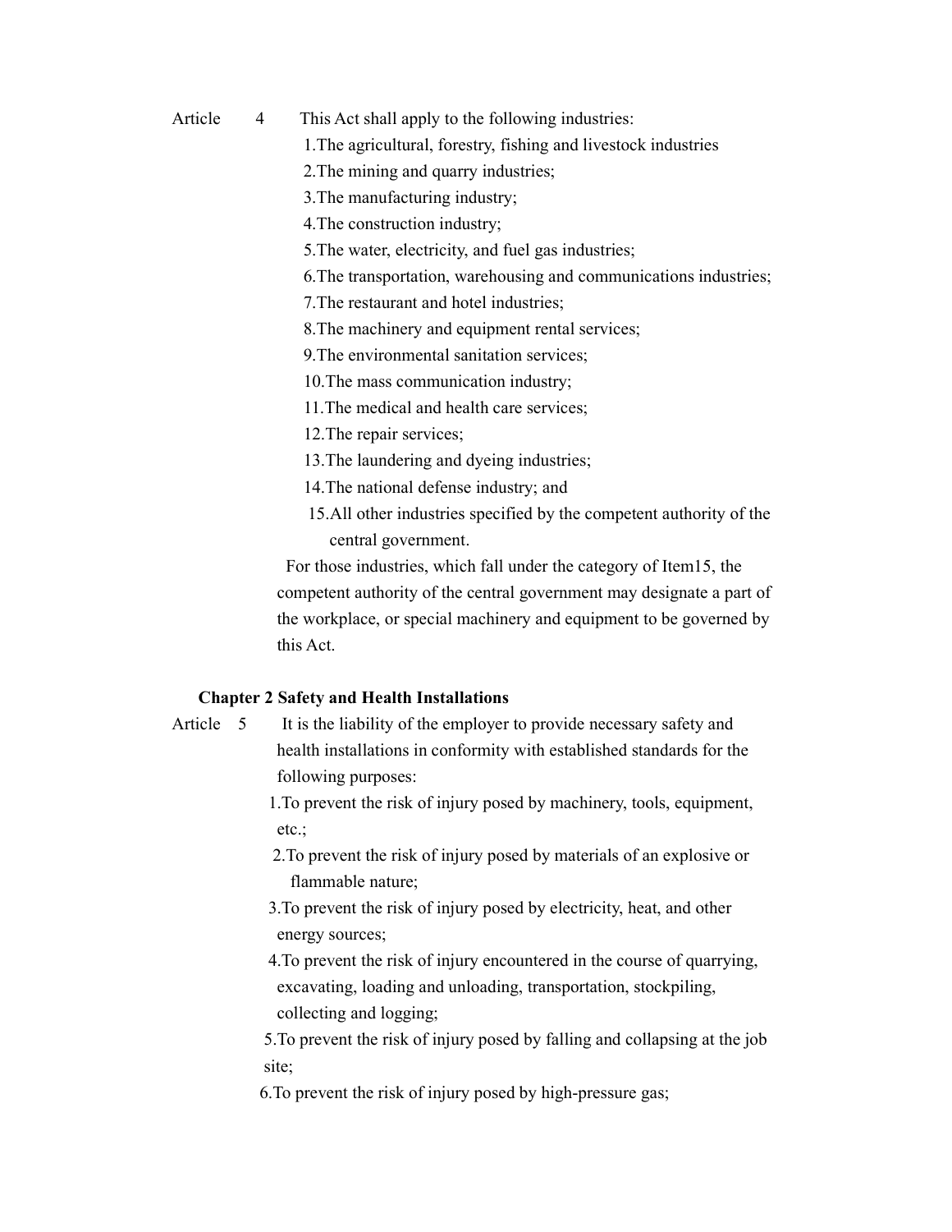Article 4 This Act shall apply to the following industries:

1. The agricultural, forestry, fishing and livestock industries
2. The mining and quarry industries;
3. The manufacturing industry;
4. The construction industry;
5. The water, electricity, and fuel gas industries;
6. The transportation, warehousing and communications industries;
7. The restaurant and hotel industries;
8. The machinery and equipment rental services;
9. The environmental sanitation services;
10. The mass communication industry;
11. The medical and health care services;
12. The repair services;
13. The laundering and dyeing industries;
14. The national defense industry; and
15. All other industries specified by the competent authority of the central government.

For those industries, which fall under the category of Item15, the competent authority of the central government may designate a part of the workplace, or special machinery and equipment to be governed by this Act.

## Chapter 2 Safety and Health Installations

Article 5 It is the liability of the employer to provide necessary safety and health installations in conformity with established standards for the following purposes:

1. To prevent the risk of injury posed by machinery, tools, equipment, etc.;
2. To prevent the risk of injury posed by materials of an explosive or flammable nature;
3. To prevent the risk of injury posed by electricity, heat, and other energy sources;
4. To prevent the risk of injury encountered in the course of quarrying, excavating, loading and unloading, transportation, stockpiling, collecting and logging;
5. To prevent the risk of injury posed by falling and collapsing at the job site;
6. To prevent the risk of injury posed by high-pressure gas;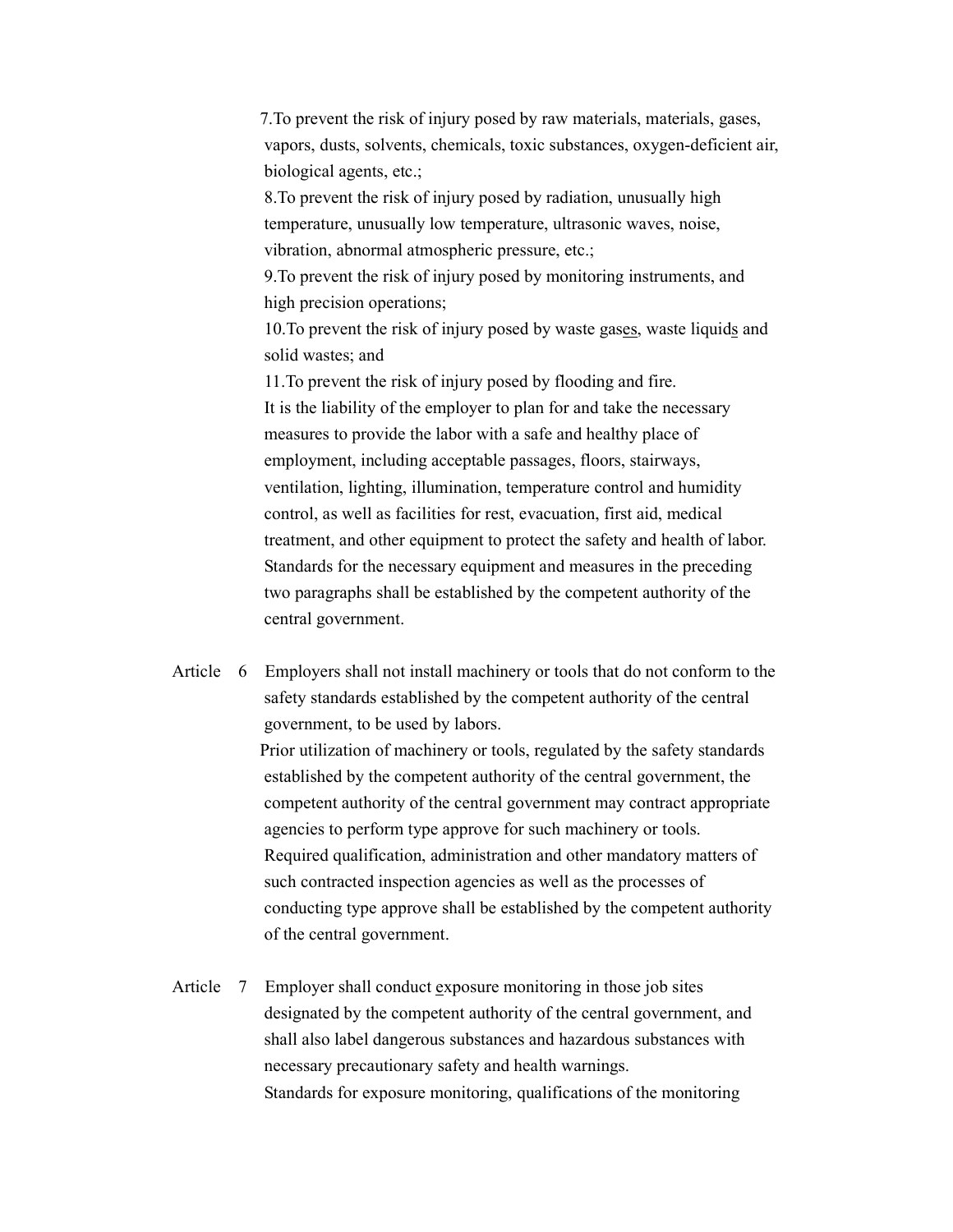7.To prevent the risk of injury posed by raw materials, materials, gases, vapors, dusts, solvents, chemicals, toxic substances, oxygen-deficient air, biological agents, etc.;

8.To prevent the risk of injury posed by radiation, unusually high temperature, unusually low temperature, ultrasonic waves, noise, vibration, abnormal atmospheric pressure, etc.;

9.To prevent the risk of injury posed by monitoring instruments, and high precision operations;

10.To prevent the risk of injury posed by waste gases, waste liquids and solid wastes; and

11.To prevent the risk of injury posed by flooding and fire.

It is the liability of the employer to plan for and take the necessary measures to provide the labor with a safe and healthy place of employment, including acceptable passages, floors, stairways, ventilation, lighting, illumination, temperature control and humidity control, as well as facilities for rest, evacuation, first aid, medical treatment, and other equipment to protect the safety and health of labor.

Standards for the necessary equipment and measures in the preceding two paragraphs shall be established by the competent authority of the central government.

Article 6 Employers shall not install machinery or tools that do not conform to the safety standards established by the competent authority of the central government, to be used by labors.

Prior utilization of machinery or tools, regulated by the safety standards established by the competent authority of the central government, the competent authority of the central government may contract appropriate agencies to perform type approve for such machinery or tools.

Required qualification, administration and other mandatory matters of such contracted inspection agencies as well as the processes of conducting type approve shall be established by the competent authority of the central government.

Article 7 Employer shall conduct exposure monitoring in those job sites designated by the competent authority of the central government, and shall also label dangerous substances and hazardous substances with necessary precautionary safety and health warnings.

Standards for exposure monitoring, qualifications of the monitoring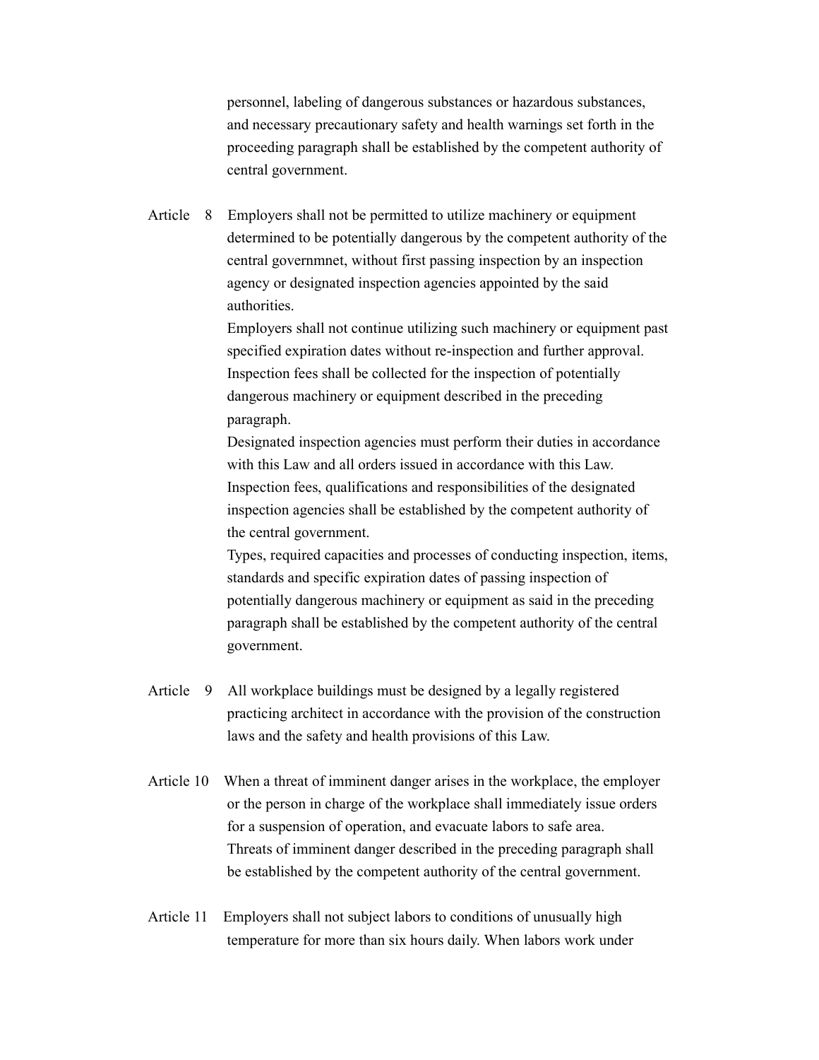personnel, labeling of dangerous substances or hazardous substances, and necessary precautionary safety and health warnings set forth in the proceeding paragraph shall be established by the competent authority of central government.

Article 8 Employers shall not be permitted to utilize machinery or equipment determined to be potentially dangerous by the competent authority of the central governmnet, without first passing inspection by an inspection agency or designated inspection agencies appointed by the said authorities.

Employers shall not continue utilizing such machinery or equipment past specified expiration dates without re-inspection and further approval.

Inspection fees shall be collected for the inspection of potentially dangerous machinery or equipment described in the preceding paragraph.

Designated inspection agencies must perform their duties in accordance with this Law and all orders issued in accordance with this Law.

Inspection fees, qualifications and responsibilities of the designated inspection agencies shall be established by the competent authority of the central government.

Types, required capacities and processes of conducting inspection, items, standards and specific expiration dates of passing inspection of potentially dangerous machinery or equipment as said in the preceding paragraph shall be established by the competent authority of the central government.

Article 9 All workplace buildings must be designed by a legally registered practicing architect in accordance with the provision of the construction laws and the safety and health provisions of this Law.

Article 10 When a threat of imminent danger arises in the workplace, the employer or the person in charge of the workplace shall immediately issue orders for a suspension of operation, and evacuate labors to safe area.

Threats of imminent danger described in the preceding paragraph shall be established by the competent authority of the central government.

Article 11 Employers shall not subject labors to conditions of unusually high temperature for more than six hours daily. When labors work under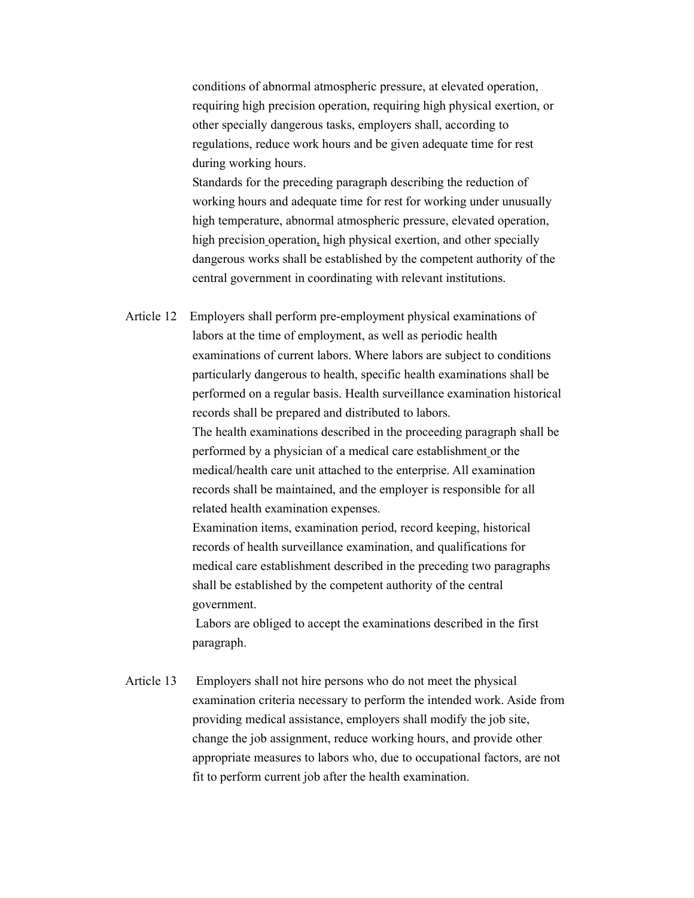conditions of abnormal atmospheric pressure, at elevated operation, requiring high precision operation, requiring high physical exertion, or other specially dangerous tasks, employers shall, according to regulations, reduce work hours and be given adequate time for rest during working hours.

Standards for the preceding paragraph describing the reduction of working hours and adequate time for rest for working under unusually high temperature, abnormal atmospheric pressure, elevated operation, high precision operation, high physical exertion, and other specially dangerous works shall be established by the competent authority of the central government in coordinating with relevant institutions.

Article 12 Employers shall perform pre-employment physical examinations of labors at the time of employment, as well as periodic health examinations of current labors. Where labors are subject to conditions particularly dangerous to health, specific health examinations shall be performed on a regular basis. Health surveillance examination historical records shall be prepared and distributed to labors.

The health examinations described in the proceeding paragraph shall be performed by a physician of a medical care establishment or the medical/health care unit attached to the enterprise. All examination records shall be maintained, and the employer is responsible for all related health examination expenses.

Examination items, examination period, record keeping, historical records of health surveillance examination, and qualifications for medical care establishment described in the preceding two paragraphs shall be established by the competent authority of the central government.

Labors are obliged to accept the examinations described in the first paragraph.

Article 13 Employers shall not hire persons who do not meet the physical examination criteria necessary to perform the intended work. Aside from providing medical assistance, employers shall modify the job site, change the job assignment, reduce working hours, and provide other appropriate measures to labors who, due to occupational factors, are not fit to perform current job after the health examination.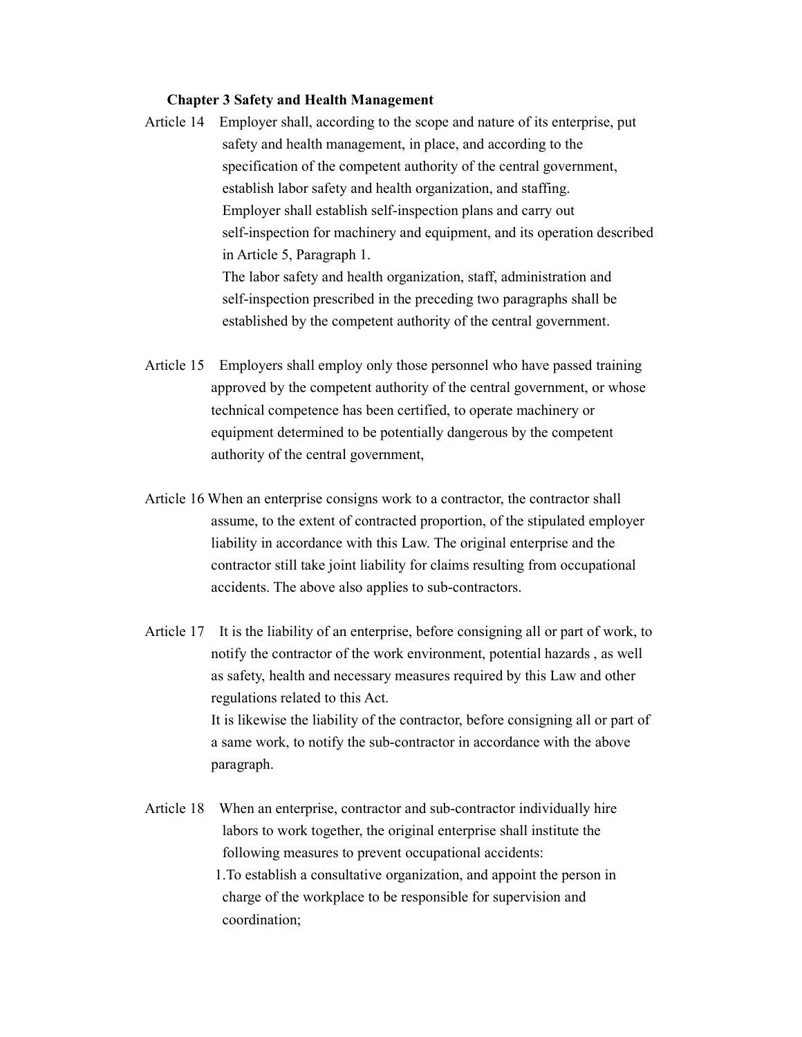**Chapter 3 Safety and Health Management**

Article 14 Employer shall, according to the scope and nature of its enterprise, put safety and health management, in place, and according to the specification of the competent authority of the central government, establish labor safety and health organization, and staffing.

Employer shall establish self-inspection plans and carry out self-inspection for machinery and equipment, and its operation described in Article 5, Paragraph 1.

The labor safety and health organization, staff, administration and self-inspection prescribed in the preceding two paragraphs shall be established by the competent authority of the central government.

Article 15 Employers shall employ only those personnel who have passed training approved by the competent authority of the central government, or whose technical competence has been certified, to operate machinery or equipment determined to be potentially dangerous by the competent authority of the central government,

Article 16 When an enterprise consigns work to a contractor, the contractor shall assume, to the extent of contracted proportion, of the stipulated employer liability in accordance with this Law. The original enterprise and the contractor still take joint liability for claims resulting from occupational accidents. The above also applies to sub-contractors.

Article 17 It is the liability of an enterprise, before consigning all or part of work, to notify the contractor of the work environment, potential hazards , as well as safety, health and necessary measures required by this Law and other regulations related to this Act.

It is likewise the liability of the contractor, before consigning all or part of a same work, to notify the sub-contractor in accordance with the above paragraph.

Article 18 When an enterprise, contractor and sub-contractor individually hire labors to work together, the original enterprise shall institute the following measures to prevent occupational accidents:

1.To establish a consultative organization, and appoint the person in charge of the workplace to be responsible for supervision and coordination;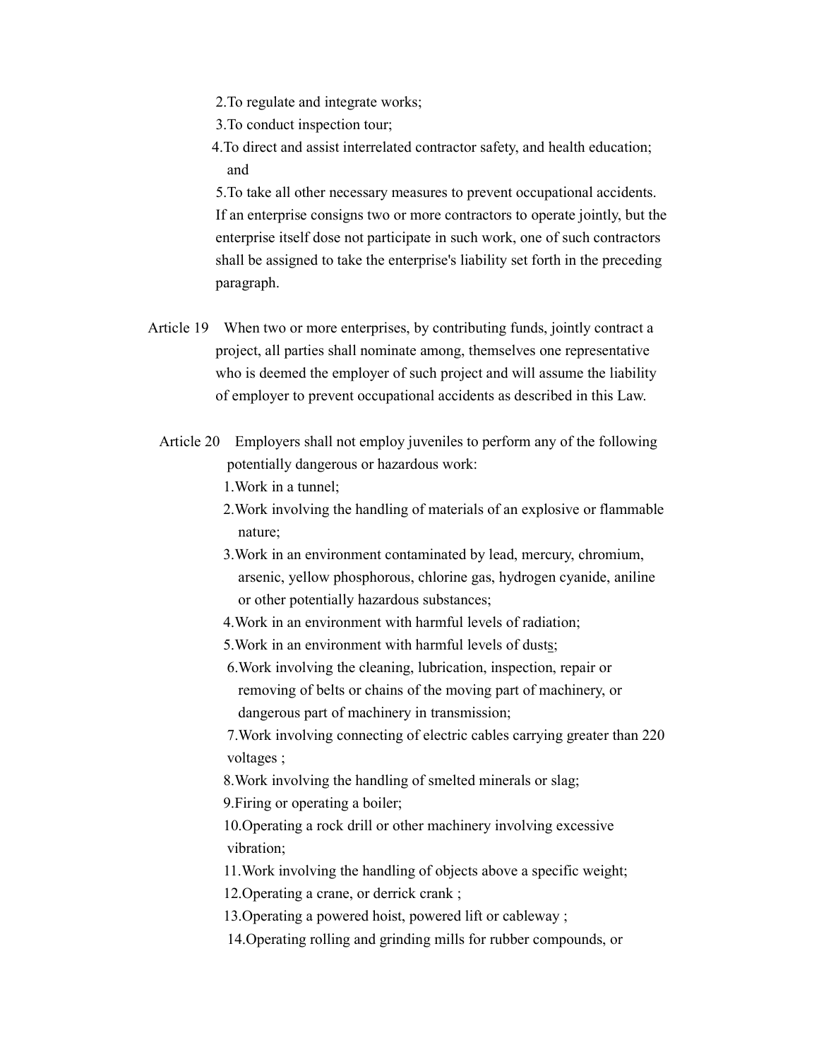2. To regulate and integrate works;
3. To conduct inspection tour;
4. To direct and assist interrelated contractor safety, and health education; and
5. To take all other necessary measures to prevent occupational accidents.

If an enterprise consigns two or more contractors to operate jointly, but the enterprise itself dose not participate in such work, one of such contractors shall be assigned to take the enterprise's liability set forth in the preceding paragraph.

Article 19 When two or more enterprises, by contributing funds, jointly contract a project, all parties shall nominate among, themselves one representative who is deemed the employer of such project and will assume the liability of employer to prevent occupational accidents as described in this Law.

Article 20 Employers shall not employ juveniles to perform any of the following potentially dangerous or hazardous work:

1. Work in a tunnel;
2. Work involving the handling of materials of an explosive or flammable nature;
3. Work in an environment contaminated by lead, mercury, chromium, arsenic, yellow phosphorous, chlorine gas, hydrogen cyanide, aniline or other potentially hazardous substances;
4. Work in an environment with harmful levels of radiation;
5. Work in an environment with harmful levels of dusts;
6. Work involving the cleaning, lubrication, inspection, repair or removing of belts or chains of the moving part of machinery, or dangerous part of machinery in transmission;
7. Work involving connecting of electric cables carrying greater than 220 voltages ;
8. Work involving the handling of smelted minerals or slag;
9. Firing or operating a boiler;
10. Operating a rock drill or other machinery involving excessive vibration;
11. Work involving the handling of objects above a specific weight;
12. Operating a crane, or derrick crank ;
13. Operating a powered hoist, powered lift or cableway ;
14. Operating rolling and grinding mills for rubber compounds, or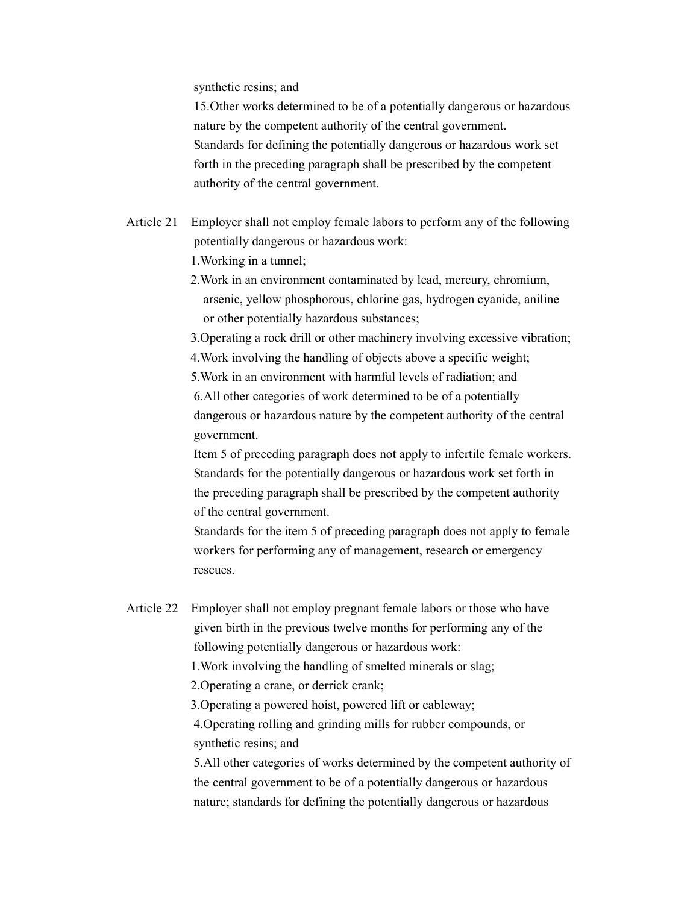synthetic resins; and

15.Other works determined to be of a potentially dangerous or hazardous nature by the competent authority of the central government.

Standards for defining the potentially dangerous or hazardous work set forth in the preceding paragraph shall be prescribed by the competent authority of the central government.

Article 21 Employer shall not employ female labors to perform any of the following potentially dangerous or hazardous work:

1.Working in a tunnel;

2.Work in an environment contaminated by lead, mercury, chromium, arsenic, yellow phosphorous, chlorine gas, hydrogen cyanide, aniline or other potentially hazardous substances;

3.Operating a rock drill or other machinery involving excessive vibration;

4.Work involving the handling of objects above a specific weight;

5.Work in an environment with harmful levels of radiation; and

6.All other categories of work determined to be of a potentially dangerous or hazardous nature by the competent authority of the central government.

Item 5 of preceding paragraph does not apply to infertile female workers.

Standards for the potentially dangerous or hazardous work set forth in the preceding paragraph shall be prescribed by the competent authority of the central government.

Standards for the item 5 of preceding paragraph does not apply to female workers for performing any of management, research or emergency rescues.

Article 22 Employer shall not employ pregnant female labors or those who have given birth in the previous twelve months for performing any of the following potentially dangerous or hazardous work:

1.Work involving the handling of smelted minerals or slag;

2.Operating a crane, or derrick crank;

3.Operating a powered hoist, powered lift or cableway;

4.Operating rolling and grinding mills for rubber compounds, or synthetic resins; and

5.All other categories of works determined by the competent authority of the central government to be of a potentially dangerous or hazardous nature; standards for defining the potentially dangerous or hazardous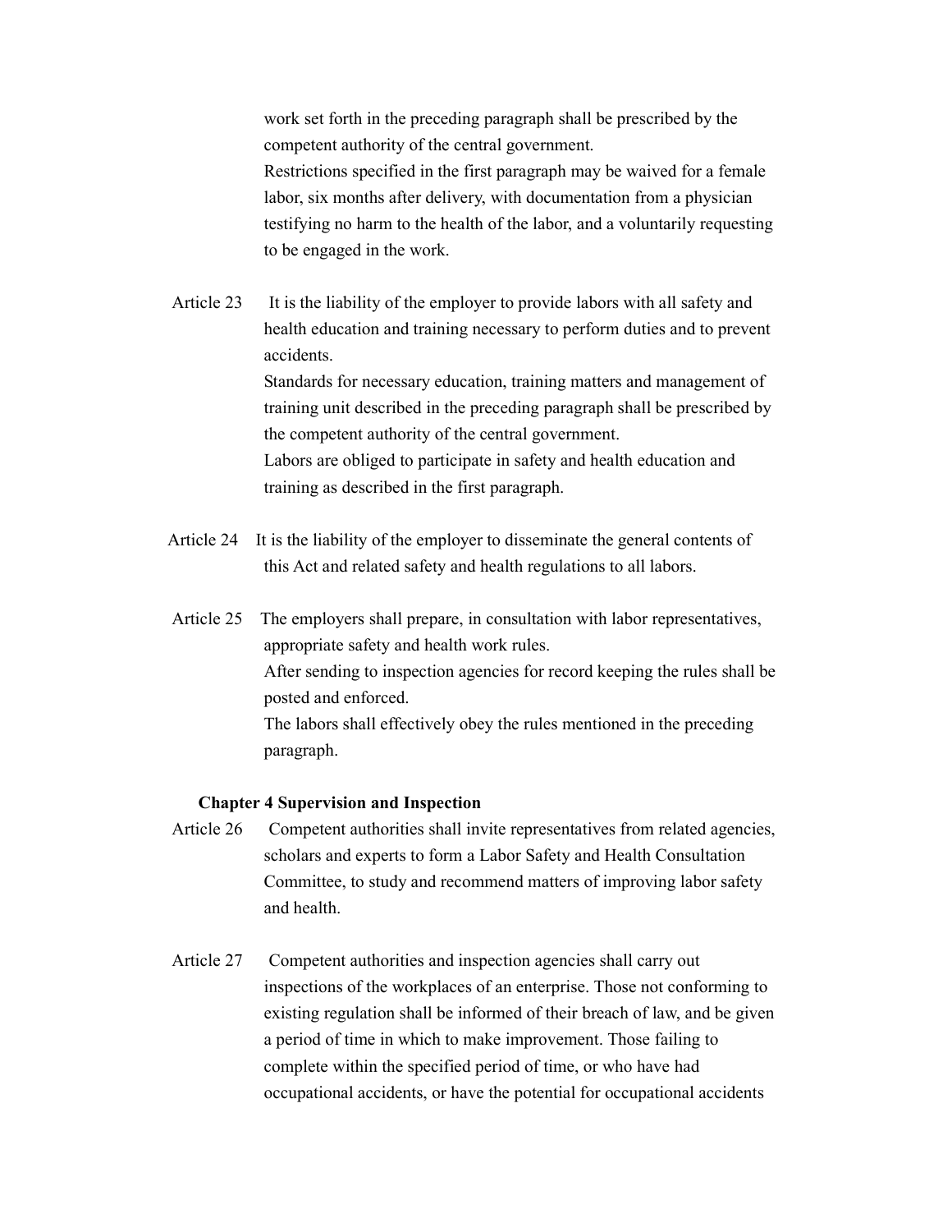work set forth in the preceding paragraph shall be prescribed by the competent authority of the central government.

Restrictions specified in the first paragraph may be waived for a female labor, six months after delivery, with documentation from a physician testifying no harm to the health of the labor, and a voluntarily requesting to be engaged in the work.

Article 23 It is the liability of the employer to provide labors with all safety and health education and training necessary to perform duties and to prevent accidents.

Standards for necessary education, training matters and management of training unit described in the preceding paragraph shall be prescribed by the competent authority of the central government.

Labors are obliged to participate in safety and health education and training as described in the first paragraph.

Article 24 It is the liability of the employer to disseminate the general contents of this Act and related safety and health regulations to all labors.

Article 25 The employers shall prepare, in consultation with labor representatives, appropriate safety and health work rules.

After sending to inspection agencies for record keeping the rules shall be posted and enforced.

The labors shall effectively obey the rules mentioned in the preceding paragraph.

## Chapter 4 Supervision and Inspection

Article 26 Competent authorities shall invite representatives from related agencies, scholars and experts to form a Labor Safety and Health Consultation Committee, to study and recommend matters of improving labor safety and health.

Article 27 Competent authorities and inspection agencies shall carry out inspections of the workplaces of an enterprise. Those not conforming to existing regulation shall be informed of their breach of law, and be given a period of time in which to make improvement. Those failing to complete within the specified period of time, or who have had occupational accidents, or have the potential for occupational accidents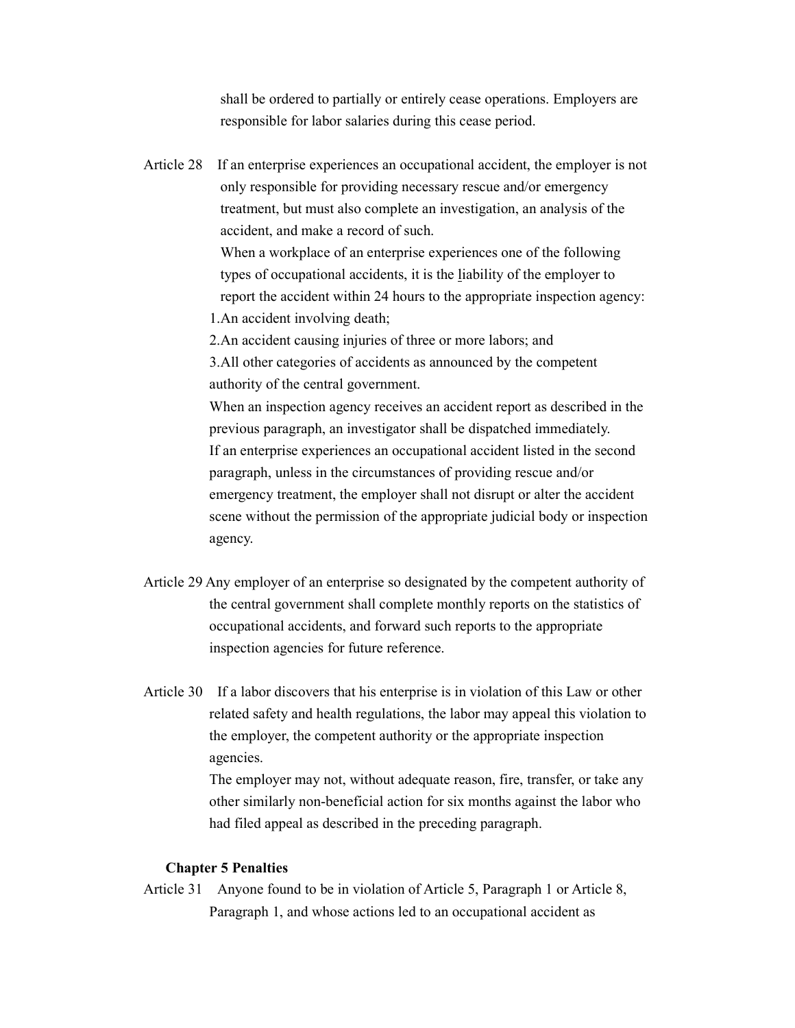shall be ordered to partially or entirely cease operations. Employers are responsible for labor salaries during this cease period.

Article 28 If an enterprise experiences an occupational accident, the employer is not only responsible for providing necessary rescue and/or emergency treatment, but must also complete an investigation, an analysis of the accident, and make a record of such.

When a workplace of an enterprise experiences one of the following types of occupational accidents, it is the liability of the employer to report the accident within 24 hours to the appropriate inspection agency:

1.An accident involving death;

2.An accident causing injuries of three or more labors; and

3.All other categories of accidents as announced by the competent authority of the central government.

When an inspection agency receives an accident report as described in the previous paragraph, an investigator shall be dispatched immediately.

If an enterprise experiences an occupational accident listed in the second paragraph, unless in the circumstances of providing rescue and/or emergency treatment, the employer shall not disrupt or alter the accident scene without the permission of the appropriate judicial body or inspection agency.

Article 29 Any employer of an enterprise so designated by the competent authority of the central government shall complete monthly reports on the statistics of occupational accidents, and forward such reports to the appropriate inspection agencies for future reference.

Article 30 If a labor discovers that his enterprise is in violation of this Law or other related safety and health regulations, the labor may appeal this violation to the employer, the competent authority or the appropriate inspection agencies.

The employer may not, without adequate reason, fire, transfer, or take any other similarly non-beneficial action for six months against the labor who had filed appeal as described in the preceding paragraph.

## Chapter 5 Penalties

Article 31 Anyone found to be in violation of Article 5, Paragraph 1 or Article 8, Paragraph 1, and whose actions led to an occupational accident as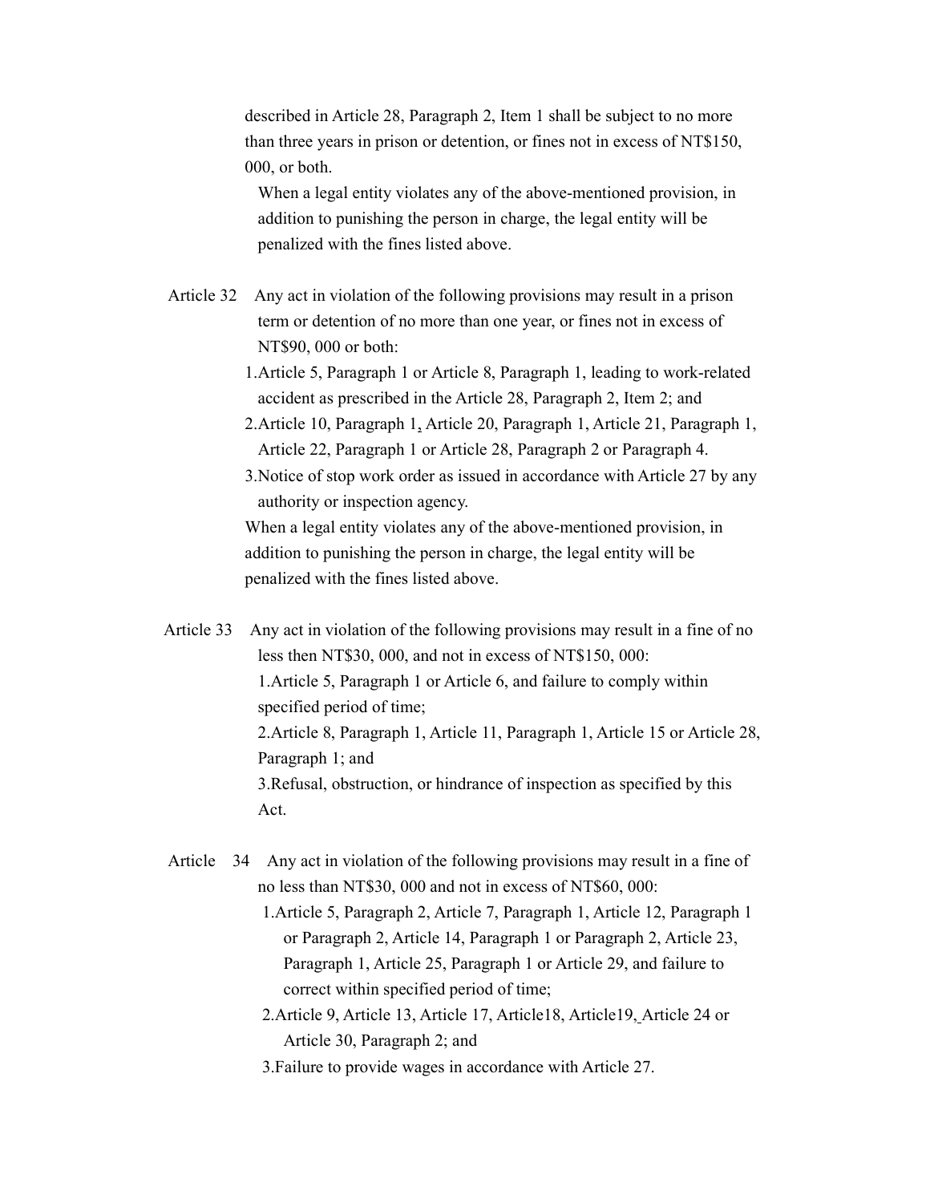described in Article 28, Paragraph 2, Item 1 shall be subject to no more than three years in prison or detention, or fines not in excess of NT$150, 000, or both.

When a legal entity violates any of the above-mentioned provision, in addition to punishing the person in charge, the legal entity will be penalized with the fines listed above.

Article 32 Any act in violation of the following provisions may result in a prison term or detention of no more than one year, or fines not in excess of NT$90, 000 or both:

1. Article 5, Paragraph 1 or Article 8, Paragraph 1, leading to work-related accident as prescribed in the Article 28, Paragraph 2, Item 2; and
2. Article 10, Paragraph 1, Article 20, Paragraph 1, Article 21, Paragraph 1, Article 22, Paragraph 1 or Article 28, Paragraph 2 or Paragraph 4.
3. Notice of stop work order as issued in accordance with Article 27 by any authority or inspection agency.

When a legal entity violates any of the above-mentioned provision, in addition to punishing the person in charge, the legal entity will be penalized with the fines listed above.

Article 33 Any act in violation of the following provisions may result in a fine of no less then NT$30, 000, and not in excess of NT$150, 000:

1. Article 5, Paragraph 1 or Article 6, and failure to comply within specified period of time;
2. Article 8, Paragraph 1, Article 11, Paragraph 1, Article 15 or Article 28, Paragraph 1; and
3. Refusal, obstruction, or hindrance of inspection as specified by this Act.

Article 34 Any act in violation of the following provisions may result in a fine of no less than NT$30, 000 and not in excess of NT$60, 000:

1. Article 5, Paragraph 2, Article 7, Paragraph 1, Article 12, Paragraph 1 or Paragraph 2, Article 14, Paragraph 1 or Paragraph 2, Article 23, Paragraph 1, Article 25, Paragraph 1 or Article 29, and failure to correct within specified period of time;
2. Article 9, Article 13, Article 17, Article18, Article19, Article 24 or Article 30, Paragraph 2; and
3. Failure to provide wages in accordance with Article 27.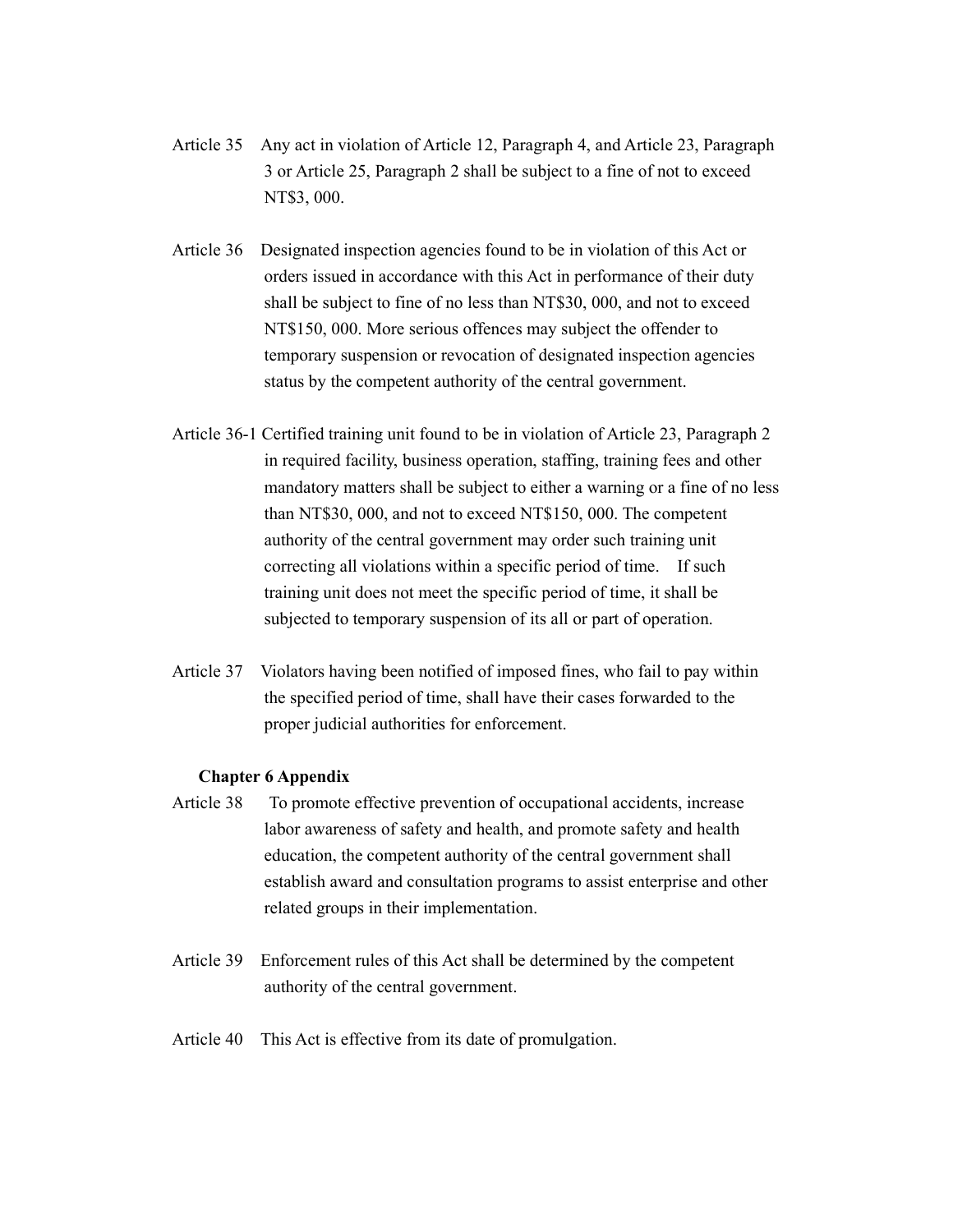Article 35 Any act in violation of Article 12, Paragraph 4, and Article 23, Paragraph 3 or Article 25, Paragraph 2 shall be subject to a fine of not to exceed NT$3, 000.

Article 36 Designated inspection agencies found to be in violation of this Act or orders issued in accordance with this Act in performance of their duty shall be subject to fine of no less than NT$30, 000, and not to exceed NT$150, 000. More serious offences may subject the offender to temporary suspension or revocation of designated inspection agencies status by the competent authority of the central government.

Article 36-1 Certified training unit found to be in violation of Article 23, Paragraph 2 in required facility, business operation, staffing, training fees and other mandatory matters shall be subject to either a warning or a fine of no less than NT$30, 000, and not to exceed NT$150, 000. The competent authority of the central government may order such training unit correcting all violations within a specific period of time. If such training unit does not meet the specific period of time, it shall be subjected to temporary suspension of its all or part of operation.

Article 37 Violators having been notified of imposed fines, who fail to pay within the specified period of time, shall have their cases forwarded to the proper judicial authorities for enforcement.

## Chapter 6 Appendix

Article 38 To promote effective prevention of occupational accidents, increase labor awareness of safety and health, and promote safety and health education, the competent authority of the central government shall establish award and consultation programs to assist enterprise and other related groups in their implementation.

Article 39 Enforcement rules of this Act shall be determined by the competent authority of the central government.

Article 40 This Act is effective from its date of promulgation.